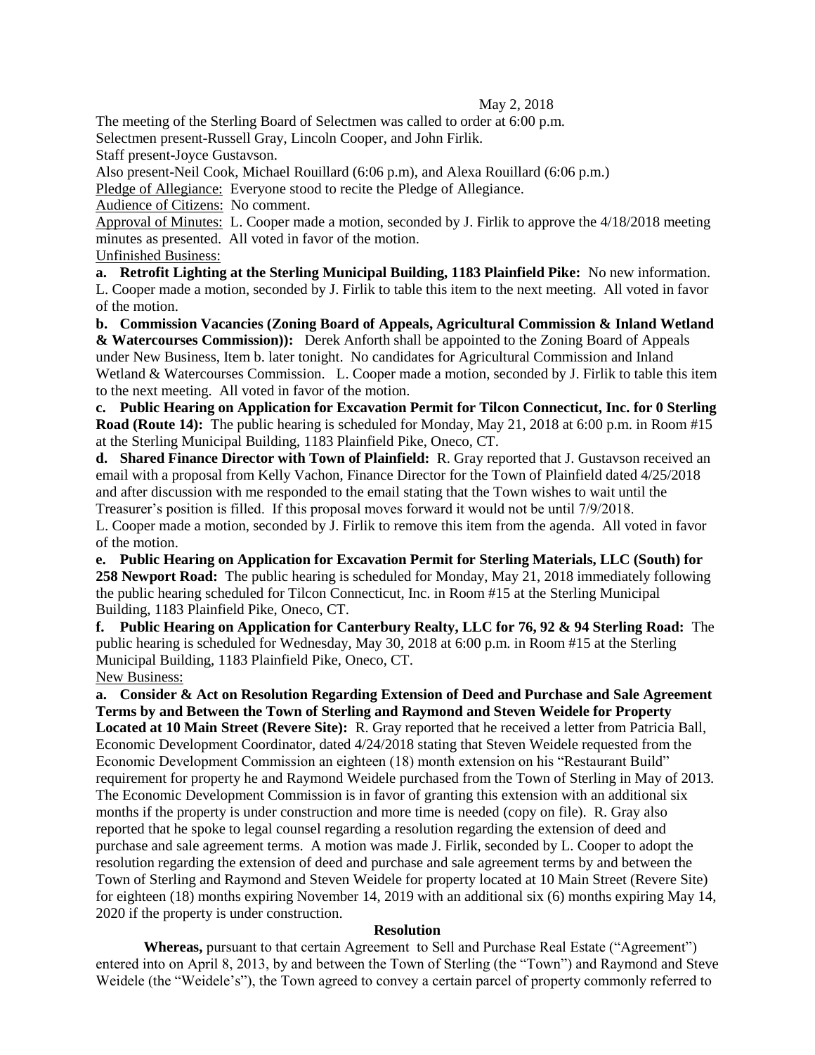May 2, 2018

The meeting of the Sterling Board of Selectmen was called to order at 6:00 p.m.
Selectmen present-Russell Gray, Lincoln Cooper, and John Firlik.
Staff present-Joyce Gustavson.
Also present-Neil Cook, Michael Rouillard (6:06 p.m), and Alexa Rouillard (6:06 p.m.)

Pledge of Allegiance: Everyone stood to recite the Pledge of Allegiance.

Audience of Citizens: No comment.

Approval of Minutes: L. Cooper made a motion, seconded by J. Firlik to approve the 4/18/2018 meeting minutes as presented. All voted in favor of the motion.

Unfinished Business:

**a. Retrofit Lighting at the Sterling Municipal Building, 1183 Plainfield Pike:** No new information. L. Cooper made a motion, seconded by J. Firlik to table this item to the next meeting. All voted in favor of the motion.

**b. Commission Vacancies (Zoning Board of Appeals, Agricultural Commission & Inland Wetland & Watercourses Commission)):** Derek Anforth shall be appointed to the Zoning Board of Appeals under New Business, Item b. later tonight. No candidates for Agricultural Commission and Inland Wetland & Watercourses Commission. L. Cooper made a motion, seconded by J. Firlik to table this item to the next meeting. All voted in favor of the motion.

**c. Public Hearing on Application for Excavation Permit for Tilcon Connecticut, Inc. for 0 Sterling Road (Route 14):** The public hearing is scheduled for Monday, May 21, 2018 at 6:00 p.m. in Room #15 at the Sterling Municipal Building, 1183 Plainfield Pike, Oneco, CT.

**d. Shared Finance Director with Town of Plainfield:** R. Gray reported that J. Gustavson received an email with a proposal from Kelly Vachon, Finance Director for the Town of Plainfield dated 4/25/2018 and after discussion with me responded to the email stating that the Town wishes to wait until the Treasurer's position is filled. If this proposal moves forward it would not be until 7/9/2018.
L. Cooper made a motion, seconded by J. Firlik to remove this item from the agenda. All voted in favor of the motion.

**e. Public Hearing on Application for Excavation Permit for Sterling Materials, LLC (South) for 258 Newport Road:** The public hearing is scheduled for Monday, May 21, 2018 immediately following the public hearing scheduled for Tilcon Connecticut, Inc. in Room #15 at the Sterling Municipal Building, 1183 Plainfield Pike, Oneco, CT.

**f. Public Hearing on Application for Canterbury Realty, LLC for 76, 92 & 94 Sterling Road:** The public hearing is scheduled for Wednesday, May 30, 2018 at 6:00 p.m. in Room #15 at the Sterling Municipal Building, 1183 Plainfield Pike, Oneco, CT.

New Business:

**a. Consider & Act on Resolution Regarding Extension of Deed and Purchase and Sale Agreement Terms by and Between the Town of Sterling and Raymond and Steven Weidele for Property Located at 10 Main Street (Revere Site):** R. Gray reported that he received a letter from Patricia Ball, Economic Development Coordinator, dated 4/24/2018 stating that Steven Weidele requested from the Economic Development Commission an eighteen (18) month extension on his "Restaurant Build" requirement for property he and Raymond Weidele purchased from the Town of Sterling in May of 2013. The Economic Development Commission is in favor of granting this extension with an additional six months if the property is under construction and more time is needed (copy on file). R. Gray also reported that he spoke to legal counsel regarding a resolution regarding the extension of deed and purchase and sale agreement terms. A motion was made J. Firlik, seconded by L. Cooper to adopt the resolution regarding the extension of deed and purchase and sale agreement terms by and between the Town of Sterling and Raymond and Steven Weidele for property located at 10 Main Street (Revere Site) for eighteen (18) months expiring November 14, 2019 with an additional six (6) months expiring May 14, 2020 if the property is under construction.

**Resolution**

**Whereas,** pursuant to that certain Agreement to Sell and Purchase Real Estate ("Agreement") entered into on April 8, 2013, by and between the Town of Sterling (the "Town") and Raymond and Steve Weidele (the "Weidele's"), the Town agreed to convey a certain parcel of property commonly referred to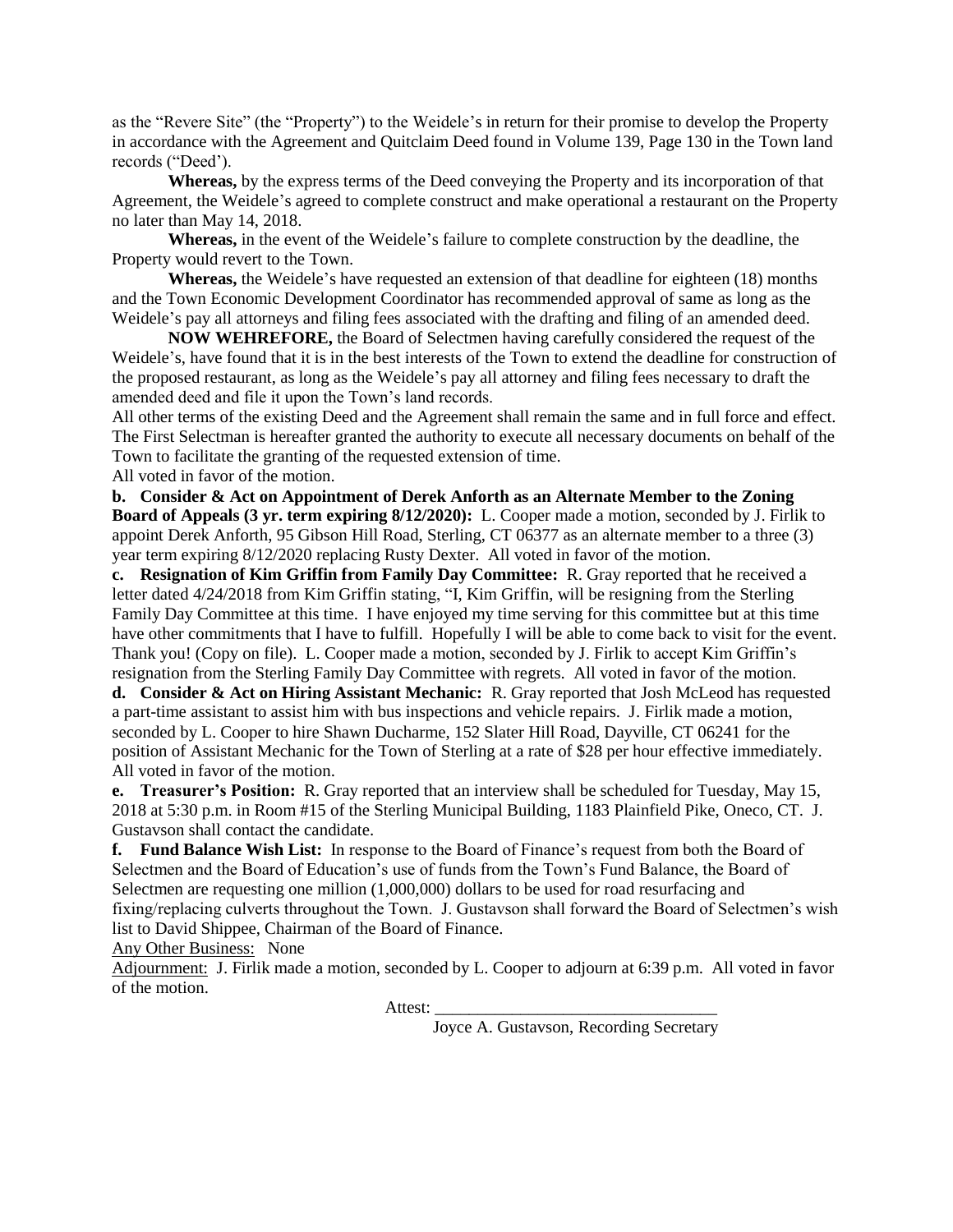as the "Revere Site" (the "Property") to the Weidele's in return for their promise to develop the Property in accordance with the Agreement and Quitclaim Deed found in Volume 139, Page 130 in the Town land records ("Deed').

**Whereas,** by the express terms of the Deed conveying the Property and its incorporation of that Agreement, the Weidele's agreed to complete construct and make operational a restaurant on the Property no later than May 14, 2018.

**Whereas,** in the event of the Weidele's failure to complete construction by the deadline, the Property would revert to the Town.

**Whereas,** the Weidele's have requested an extension of that deadline for eighteen (18) months and the Town Economic Development Coordinator has recommended approval of same as long as the Weidele's pay all attorneys and filing fees associated with the drafting and filing of an amended deed.

**NOW WEHREFORE,** the Board of Selectmen having carefully considered the request of the Weidele's, have found that it is in the best interests of the Town to extend the deadline for construction of the proposed restaurant, as long as the Weidele's pay all attorney and filing fees necessary to draft the amended deed and file it upon the Town's land records.

All other terms of the existing Deed and the Agreement shall remain the same and in full force and effect. The First Selectman is hereafter granted the authority to execute all necessary documents on behalf of the Town to facilitate the granting of the requested extension of time.

All voted in favor of the motion.

**b. Consider & Act on Appointment of Derek Anforth as an Alternate Member to the Zoning Board of Appeals (3 yr. term expiring 8/12/2020):** L. Cooper made a motion, seconded by J. Firlik to appoint Derek Anforth, 95 Gibson Hill Road, Sterling, CT 06377 as an alternate member to a three (3) year term expiring 8/12/2020 replacing Rusty Dexter. All voted in favor of the motion.

**c. Resignation of Kim Griffin from Family Day Committee:** R. Gray reported that he received a letter dated 4/24/2018 from Kim Griffin stating, "I, Kim Griffin, will be resigning from the Sterling Family Day Committee at this time. I have enjoyed my time serving for this committee but at this time have other commitments that I have to fulfill. Hopefully I will be able to come back to visit for the event. Thank you! (Copy on file). L. Cooper made a motion, seconded by J. Firlik to accept Kim Griffin's resignation from the Sterling Family Day Committee with regrets. All voted in favor of the motion.

**d. Consider & Act on Hiring Assistant Mechanic:** R. Gray reported that Josh McLeod has requested a part-time assistant to assist him with bus inspections and vehicle repairs. J. Firlik made a motion, seconded by L. Cooper to hire Shawn Ducharme, 152 Slater Hill Road, Dayville, CT 06241 for the position of Assistant Mechanic for the Town of Sterling at a rate of $28 per hour effective immediately. All voted in favor of the motion.

**e. Treasurer's Position:** R. Gray reported that an interview shall be scheduled for Tuesday, May 15, 2018 at 5:30 p.m. in Room #15 of the Sterling Municipal Building, 1183 Plainfield Pike, Oneco, CT. J. Gustavson shall contact the candidate.

**f. Fund Balance Wish List:** In response to the Board of Finance's request from both the Board of Selectmen and the Board of Education's use of funds from the Town's Fund Balance, the Board of Selectmen are requesting one million (1,000,000) dollars to be used for road resurfacing and fixing/replacing culverts throughout the Town. J. Gustavson shall forward the Board of Selectmen's wish list to David Shippee, Chairman of the Board of Finance.

Any Other Business: None

Adjournment: J. Firlik made a motion, seconded by L. Cooper to adjourn at 6:39 p.m. All voted in favor of the motion.

Attest: \_\_\_\_\_\_\_\_\_\_\_\_\_\_\_\_\_\_\_\_\_\_\_\_\_\_\_\_\_\_\_\_\_

Joyce A. Gustavson, Recording Secretary